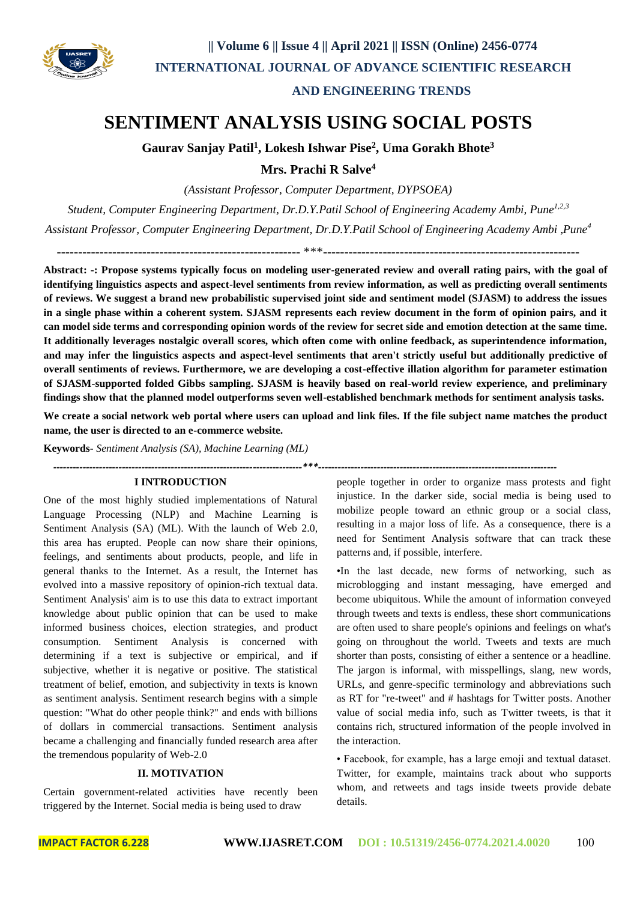# SENTIMENT ANALYSIS USING SOCIAL POSTS

**Gaurav Sanjay Patil[1], Lokesh Ishwar Pise[2], Uma Gorakh Bhote[3]**

**Mrs. Prachi R Salve[4]**

*(Assistant Professor, Computer Department, DYPSOEA)*

*Student, Computer Engineering Department, Dr.D.Y.Patil School of Engineering Academy Ambi, Pune[1,2,3]*

*Assistant Professor, Computer Engineering Department, Dr.D.Y.Patil School of Engineering Academy Ambi ,Pune[4]*

---

**Abstract: -: Propose systems typically focus on modeling user-generated review and overall rating pairs, with the goal of identifying linguistics aspects and aspect-level sentiments from review information, as well as predicting overall sentiments of reviews. We suggest a brand new probabilistic supervised joint side and sentiment model (SJASM) to address the issues in a single phase within a coherent system. SJASM represents each review document in the form of opinion pairs, and it can model side terms and corresponding opinion words of the review for secret side and emotion detection at the same time. It additionally leverages nostalgic overall scores, which often come with online feedback, as superintendence information, and may infer the linguistics aspects and aspect-level sentiments that aren't strictly useful but additionally predictive of overall sentiments of reviews. Furthermore, we are developing a cost-effective illation algorithm for parameter estimation of SJASM-supported folded Gibbs sampling. SJASM is heavily based on real-world review experience, and preliminary findings show that the planned model outperforms seven well-established benchmark methods for sentiment analysis tasks.**

**We create a social network web portal where users can upload and link files. If the file subject name matches the product name, the user is directed to an e-commerce website.**

**Keywords-** *Sentiment Analysis (SA), Machine Learning (ML)*

---

## I INTRODUCTION

One of the most highly studied implementations of Natural Language Processing (NLP) and Machine Learning is Sentiment Analysis (SA) (ML). With the launch of Web 2.0, this area has erupted. People can now share their opinions, feelings, and sentiments about products, people, and life in general thanks to the Internet. As a result, the Internet has evolved into a massive repository of opinion-rich textual data. Sentiment Analysis' aim is to use this data to extract important knowledge about public opinion that can be used to make informed business choices, election strategies, and product consumption. Sentiment Analysis is concerned with determining if a text is subjective or empirical, and if subjective, whether it is negative or positive. The statistical treatment of belief, emotion, and subjectivity in texts is known as sentiment analysis. Sentiment research begins with a simple question: "What do other people think?" and ends with billions of dollars in commercial transactions. Sentiment analysis became a challenging and financially funded research area after the tremendous popularity of Web-2.0

## II. MOTIVATION

Certain government-related activities have recently been triggered by the Internet. Social media is being used to draw people together in order to organize mass protests and fight injustice. In the darker side, social media is being used to mobilize people toward an ethnic group or a social class, resulting in a major loss of life. As a consequence, there is a need for Sentiment Analysis software that can track these patterns and, if possible, interfere.

•In the last decade, new forms of networking, such as microblogging and instant messaging, have emerged and become ubiquitous. While the amount of information conveyed through tweets and texts is endless, these short communications are often used to share people's opinions and feelings on what's going on throughout the world. Tweets and texts are much shorter than posts, consisting of either a sentence or a headline. The jargon is informal, with misspellings, slang, new words, URLs, and genre-specific terminology and abbreviations such as RT for "re-tweet" and # hashtags for Twitter posts. Another value of social media info, such as Twitter tweets, is that it contains rich, structured information of the people involved in the interaction.

• Facebook, for example, has a large emoji and textual dataset. Twitter, for example, maintains track about who supports whom, and retweets and tags inside tweets provide debate details.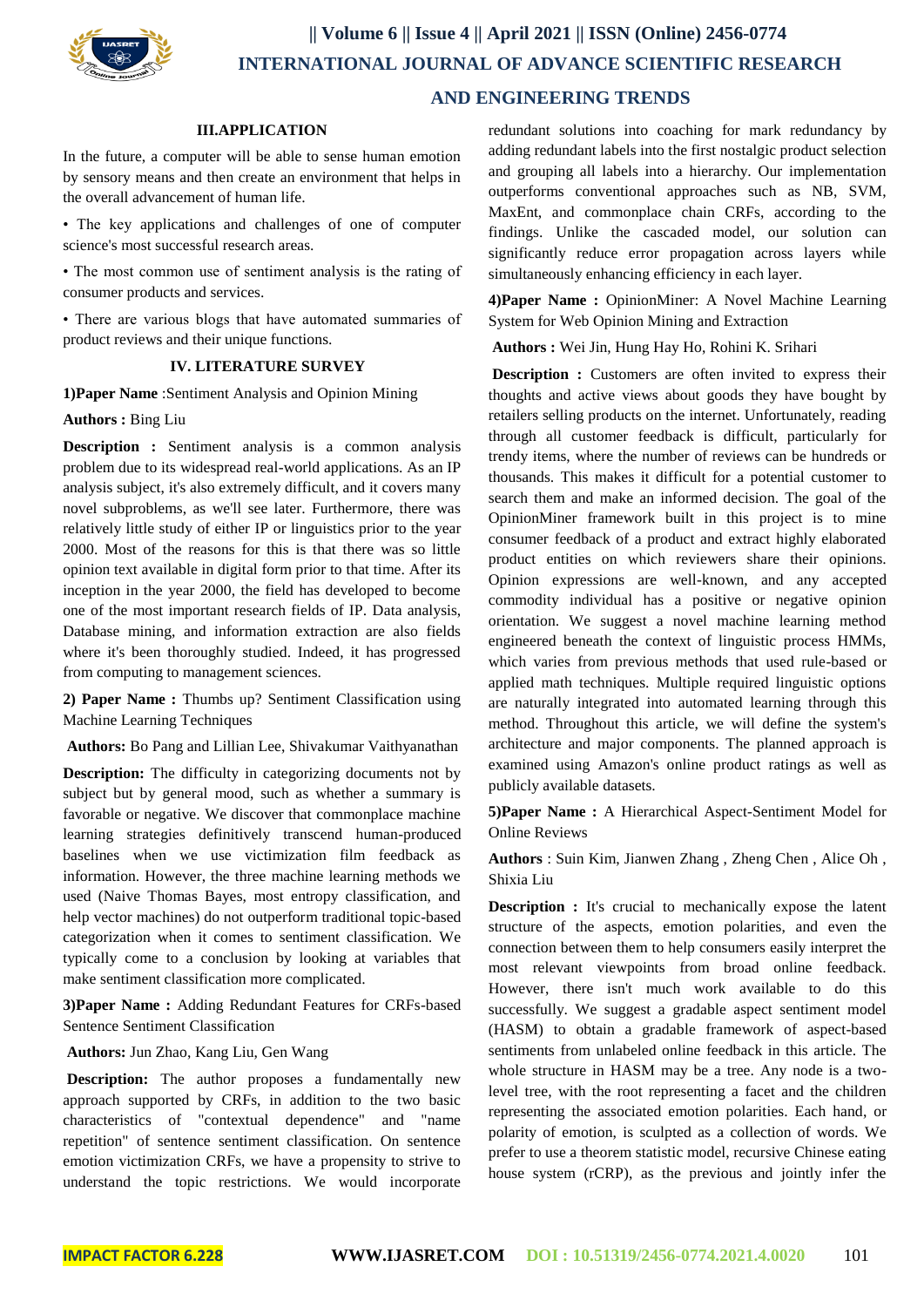## III.APPLICATION

In the future, a computer will be able to sense human emotion by sensory means and then create an environment that helps in the overall advancement of human life.

- The key applications and challenges of one of computer science's most successful research areas.
- The most common use of sentiment analysis is the rating of consumer products and services.
- There are various blogs that have automated summaries of product reviews and their unique functions.

## IV. LITERATURE SURVEY

**1)Paper Name** :Sentiment Analysis and Opinion Mining

**Authors :** Bing Liu

**Description :** Sentiment analysis is a common analysis problem due to its widespread real-world applications. As an IP analysis subject, it's also extremely difficult, and it covers many novel subproblems, as we'll see later. Furthermore, there was relatively little study of either IP or linguistics prior to the year 2000. Most of the reasons for this is that there was so little opinion text available in digital form prior to that time. After its inception in the year 2000, the field has developed to become one of the most important research fields of IP. Data analysis, Database mining, and information extraction are also fields where it's been thoroughly studied. Indeed, it has progressed from computing to management sciences.

**2) Paper Name :** Thumbs up? Sentiment Classification using Machine Learning Techniques

**Authors:** Bo Pang and Lillian Lee, Shivakumar Vaithyanathan

**Description:** The difficulty in categorizing documents not by subject but by general mood, such as whether a summary is favorable or negative. We discover that commonplace machine learning strategies definitively transcend human-produced baselines when we use victimization film feedback as information. However, the three machine learning methods we used (Naive Thomas Bayes, most entropy classification, and help vector machines) do not outperform traditional topic-based categorization when it comes to sentiment classification. We typically come to a conclusion by looking at variables that make sentiment classification more complicated.

**3)Paper Name :** Adding Redundant Features for CRFs-based Sentence Sentiment Classification

**Authors:** Jun Zhao, Kang Liu, Gen Wang

**Description:** The author proposes a fundamentally new approach supported by CRFs, in addition to the two basic characteristics of "contextual dependence" and "name repetition" of sentence sentiment classification. On sentence emotion victimization CRFs, we have a propensity to strive to understand the topic restrictions. We would incorporate redundant solutions into coaching for mark redundancy by adding redundant labels into the first nostalgic product selection and grouping all labels into a hierarchy. Our implementation outperforms conventional approaches such as NB, SVM, MaxEnt, and commonplace chain CRFs, according to the findings. Unlike the cascaded model, our solution can significantly reduce error propagation across layers while simultaneously enhancing efficiency in each layer.

**4)Paper Name :** OpinionMiner: A Novel Machine Learning System for Web Opinion Mining and Extraction

**Authors :** Wei Jin, Hung Hay Ho, Rohini K. Srihari

**Description :** Customers are often invited to express their thoughts and active views about goods they have bought by retailers selling products on the internet. Unfortunately, reading through all customer feedback is difficult, particularly for trendy items, where the number of reviews can be hundreds or thousands. This makes it difficult for a potential customer to search them and make an informed decision. The goal of the OpinionMiner framework built in this project is to mine consumer feedback of a product and extract highly elaborated product entities on which reviewers share their opinions. Opinion expressions are well-known, and any accepted commodity individual has a positive or negative opinion orientation. We suggest a novel machine learning method engineered beneath the context of linguistic process HMMs, which varies from previous methods that used rule-based or applied math techniques. Multiple required linguistic options are naturally integrated into automated learning through this method. Throughout this article, we will define the system's architecture and major components. The planned approach is examined using Amazon's online product ratings as well as publicly available datasets.

**5)Paper Name :** A Hierarchical Aspect-Sentiment Model for Online Reviews

**Authors** : Suin Kim, Jianwen Zhang , Zheng Chen , Alice Oh , Shixia Liu

**Description :** It's crucial to mechanically expose the latent structure of the aspects, emotion polarities, and even the connection between them to help consumers easily interpret the most relevant viewpoints from broad online feedback. However, there isn't much work available to do this successfully. We suggest a gradable aspect sentiment model (HASM) to obtain a gradable framework of aspect-based sentiments from unlabeled online feedback in this article. The whole structure in HASM may be a tree. Any node is a two-level tree, with the root representing a facet and the children representing the associated emotion polarities. Each hand, or polarity of emotion, is sculpted as a collection of words. We prefer to use a theorem statistic model, recursive Chinese eating house system (rCRP), as the previous and jointly infer the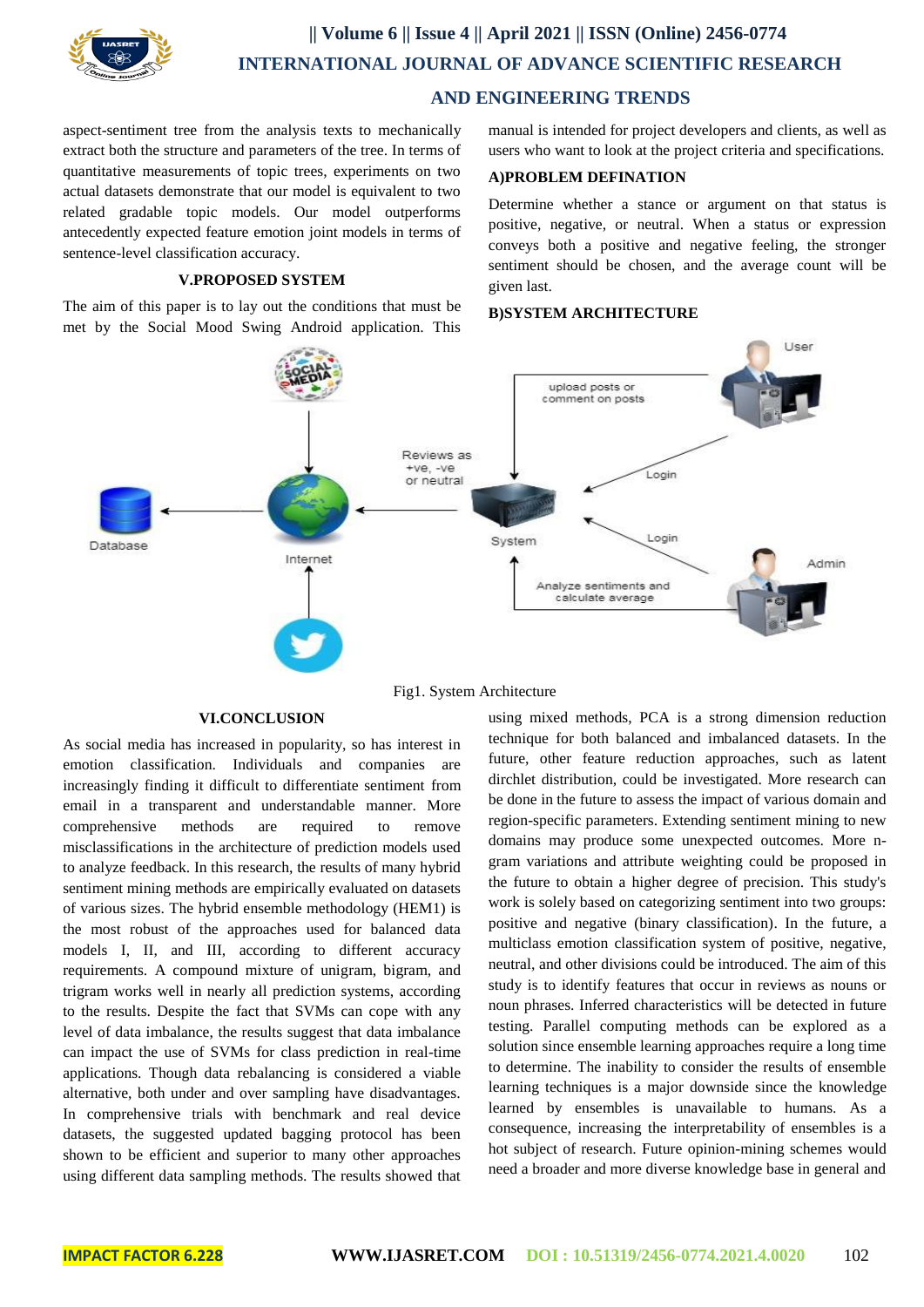aspect-sentiment tree from the analysis texts to mechanically extract both the structure and parameters of the tree. In terms of quantitative measurements of topic trees, experiments on two actual datasets demonstrate that our model is equivalent to two related gradable topic models. Our model outperforms antecedently expected feature emotion joint models in terms of sentence-level classification accuracy.

## V.PROPOSED SYSTEM

The aim of this paper is to lay out the conditions that must be met by the Social Mood Swing Android application. This manual is intended for project developers and clients, as well as users who want to look at the project criteria and specifications.

### A)PROBLEM DEFINATION

Determine whether a stance or argument on that status is positive, negative, or neutral. When a status or expression conveys both a positive and negative feeling, the stronger sentiment should be chosen, and the average count will be given last.

### B)SYSTEM ARCHITECTURE

Fig1. System Architecture

## VI.CONCLUSION

As social media has increased in popularity, so has interest in emotion classification. Individuals and companies are increasingly finding it difficult to differentiate sentiment from email in a transparent and understandable manner. More comprehensive methods are required to remove misclassifications in the architecture of prediction models used to analyze feedback. In this research, the results of many hybrid sentiment mining methods are empirically evaluated on datasets of various sizes. The hybrid ensemble methodology (HEM1) is the most robust of the approaches used for balanced data models I, II, and III, according to different accuracy requirements. A compound mixture of unigram, bigram, and trigram works well in nearly all prediction systems, according to the results. Despite the fact that SVMs can cope with any level of data imbalance, the results suggest that data imbalance can impact the use of SVMs for class prediction in real-time applications. Though data rebalancing is considered a viable alternative, both under and over sampling have disadvantages. In comprehensive trials with benchmark and real device datasets, the suggested updated bagging protocol has been shown to be efficient and superior to many other approaches using different data sampling methods. The results showed that using mixed methods, PCA is a strong dimension reduction technique for both balanced and imbalanced datasets. In the future, other feature reduction approaches, such as latent dirchlet distribution, could be investigated. More research can be done in the future to assess the impact of various domain and region-specific parameters. Extending sentiment mining to new domains may produce some unexpected outcomes. More n-gram variations and attribute weighting could be proposed in the future to obtain a higher degree of precision. This study's work is solely based on categorizing sentiment into two groups: positive and negative (binary classification). In the future, a multiclass emotion classification system of positive, negative, neutral, and other divisions could be introduced. The aim of this study is to identify features that occur in reviews as nouns or noun phrases. Inferred characteristics will be detected in future testing. Parallel computing methods can be explored as a solution since ensemble learning approaches require a long time to determine. The inability to consider the results of ensemble learning techniques is a major downside since the knowledge learned by ensembles is unavailable to humans. As a consequence, increasing the interpretability of ensembles is a hot subject of research. Future opinion-mining schemes would need a broader and more diverse knowledge base in general and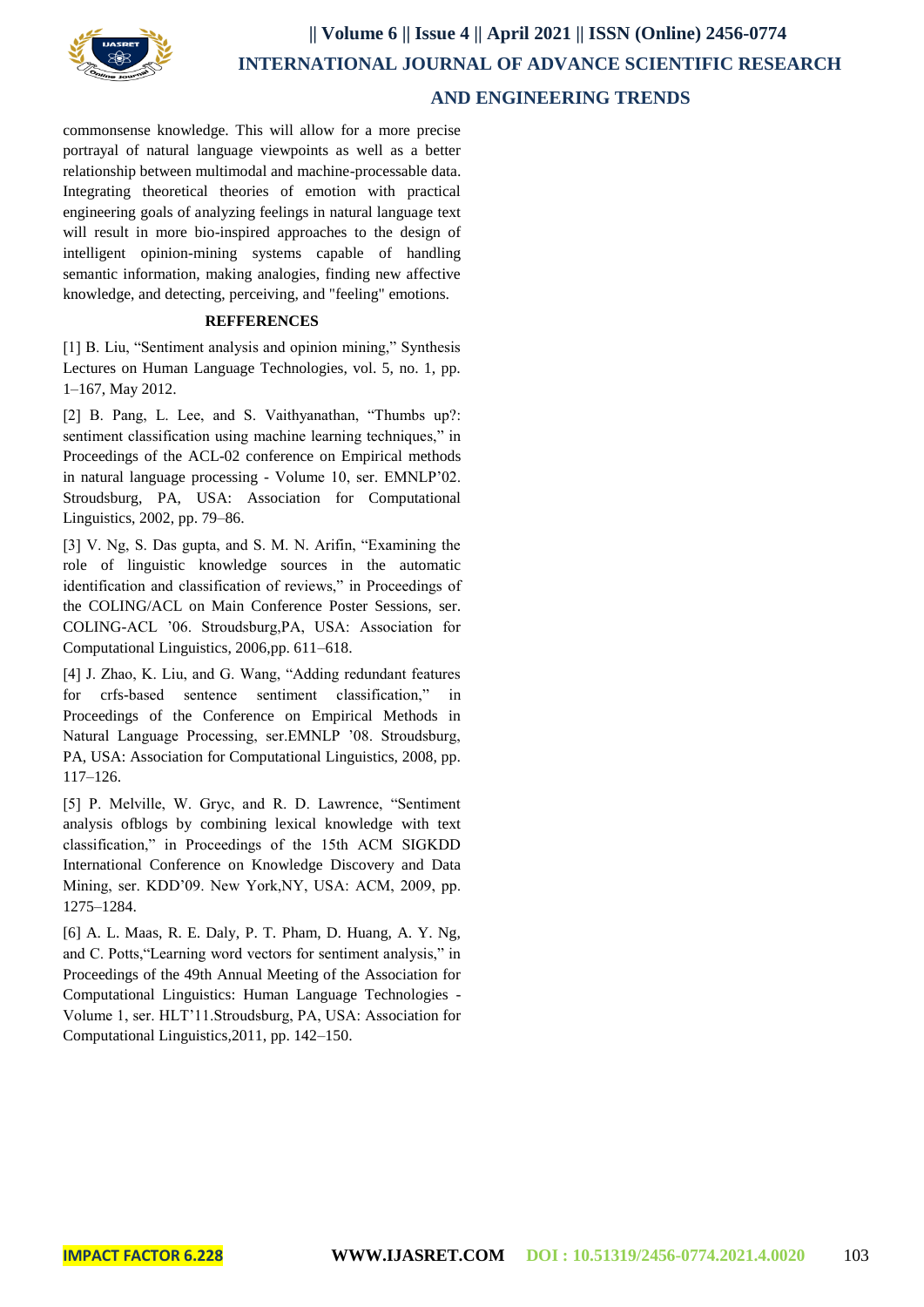commonsense knowledge. This will allow for a more precise portrayal of natural language viewpoints as well as a better relationship between multimodal and machine-processable data. Integrating theoretical theories of emotion with practical engineering goals of analyzing feelings in natural language text will result in more bio-inspired approaches to the design of intelligent opinion-mining systems capable of handling semantic information, making analogies, finding new affective knowledge, and detecting, perceiving, and "feeling" emotions.

## REFFERENCES

[1] B. Liu, "Sentiment analysis and opinion mining," Synthesis Lectures on Human Language Technologies, vol. 5, no. 1, pp. 1–167, May 2012.

[2] B. Pang, L. Lee, and S. Vaithyanathan, "Thumbs up?: sentiment classification using machine learning techniques," in Proceedings of the ACL-02 conference on Empirical methods in natural language processing - Volume 10, ser. EMNLP'02. Stroudsburg, PA, USA: Association for Computational Linguistics, 2002, pp. 79–86.

[3] V. Ng, S. Das gupta, and S. M. N. Arifin, "Examining the role of linguistic knowledge sources in the automatic identification and classification of reviews," in Proceedings of the COLING/ACL on Main Conference Poster Sessions, ser. COLING-ACL '06. Stroudsburg,PA, USA: Association for Computational Linguistics, 2006,pp. 611–618.

[4] J. Zhao, K. Liu, and G. Wang, "Adding redundant features for crfs-based sentence sentiment classification," in Proceedings of the Conference on Empirical Methods in Natural Language Processing, ser.EMNLP '08. Stroudsburg, PA, USA: Association for Computational Linguistics, 2008, pp. 117–126.

[5] P. Melville, W. Gryc, and R. D. Lawrence, "Sentiment analysis ofblogs by combining lexical knowledge with text classification," in Proceedings of the 15th ACM SIGKDD International Conference on Knowledge Discovery and Data Mining, ser. KDD'09. New York,NY, USA: ACM, 2009, pp. 1275–1284.

[6] A. L. Maas, R. E. Daly, P. T. Pham, D. Huang, A. Y. Ng, and C. Potts,"Learning word vectors for sentiment analysis," in Proceedings of the 49th Annual Meeting of the Association for Computational Linguistics: Human Language Technologies - Volume 1, ser. HLT'11.Stroudsburg, PA, USA: Association for Computational Linguistics,2011, pp. 142–150.